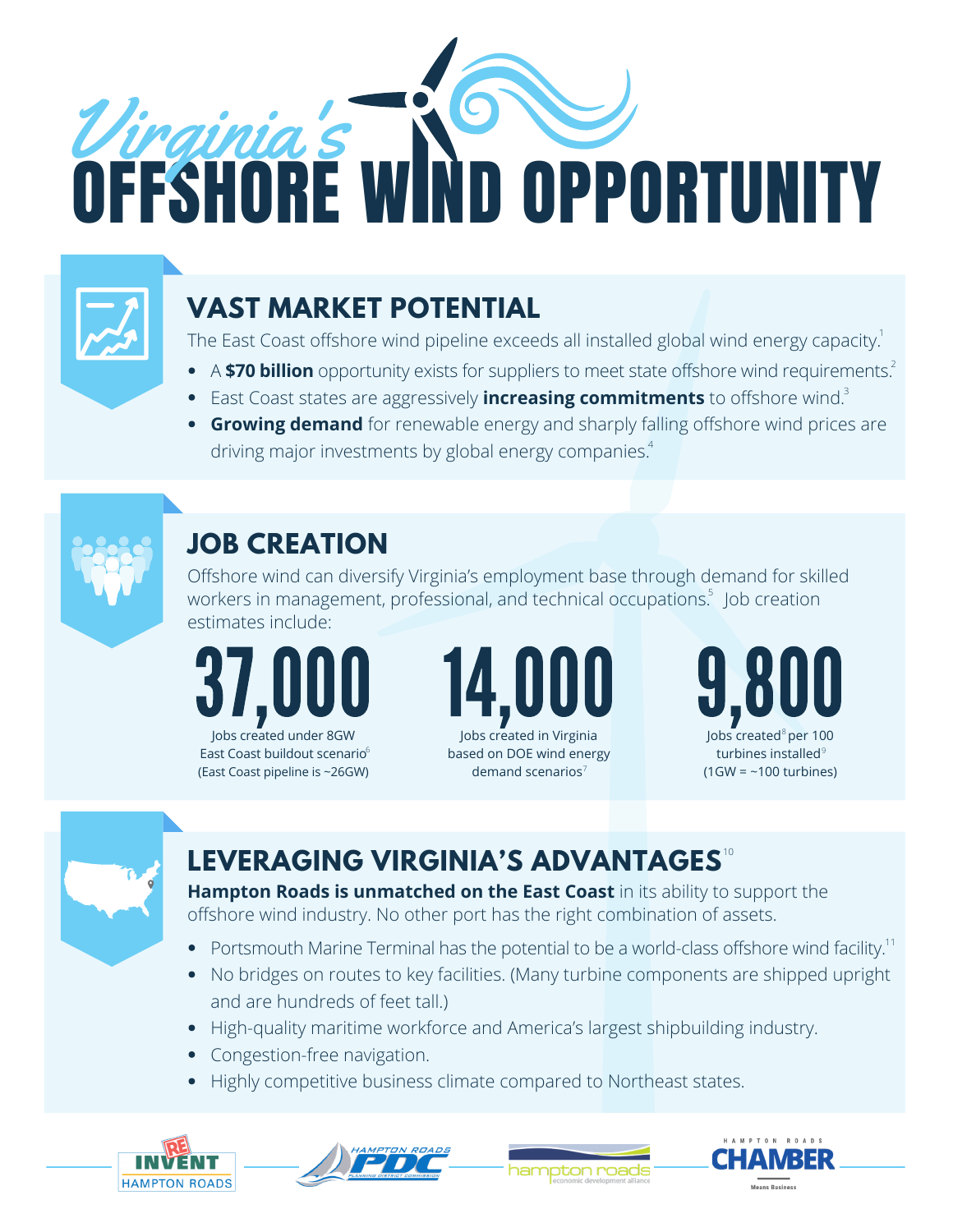# Virginia's OFFSHORE WIND OPPORTUNITY

## VAST MARKET POTENTIAL

The East Coast offshore wind pipeline exceeds all installed global wind energy capacity.[1]

- A **$70 billion** opportunity exists for suppliers to meet state offshore wind requirements.[2]
- East Coast states are aggressively **increasing commitments** to offshore wind.[3]
- **Growing demand** for renewable energy and sharply falling offshore wind prices are driving major investments by global energy companies.[4]

## JOB CREATION

Offshore wind can diversify Virginia's employment base through demand for skilled workers in management, professional, and technical occupations.[5] Job creation estimates include:

**37,000**
Jobs created under 8GW East Coast buildout scenario[6] (East Coast pipeline is ~26GW)

**14,000**
Jobs created in Virginia based on DOE wind energy demand scenarios[7]

**9,800**
Jobs created[8] per 100 turbines installed[9] (1GW = ~100 turbines)

## LEVERAGING VIRGINIA'S ADVANTAGES[10]

**Hampton Roads is unmatched on the East Coast** in its ability to support the offshore wind industry. No other port has the right combination of assets.

- Portsmouth Marine Terminal has the potential to be a world-class offshore wind facility.[11]
- No bridges on routes to key facilities. (Many turbine components are shipped upright and are hundreds of feet tall.)
- High-quality maritime workforce and America's largest shipbuilding industry.
- Congestion-free navigation.
- Highly competitive business climate compared to Northeast states.

RE INVENT HAMPTON ROADS | HAMPTON ROADS PDC PLANNING DISTRICT COMMISSION | hampton roads economic development alliance | HAMPTON ROADS CHAMBER Means Business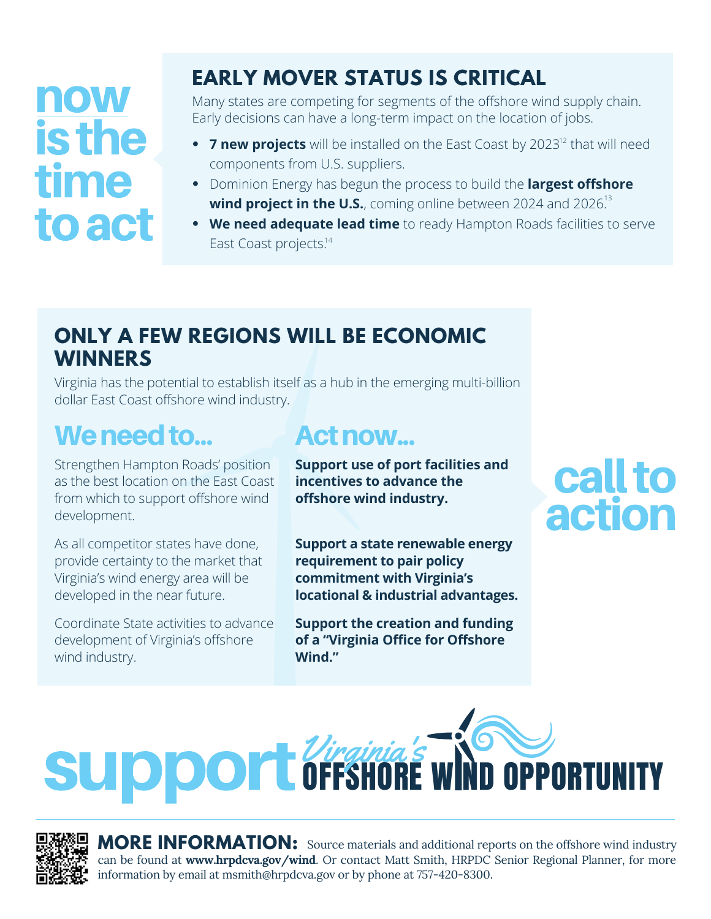# now is the time to act

## EARLY MOVER STATUS IS CRITICAL

Many states are competing for segments of the offshore wind supply chain. Early decisions can have a long-term impact on the location of jobs.

- **7 new projects** will be installed on the East Coast by 2023[12] that will need components from U.S. suppliers.
- Dominion Energy has begun the process to build the **largest offshore wind project in the U.S.**, coming online between 2024 and 2026.[13]
- **We need adequate lead time** to ready Hampton Roads facilities to serve East Coast projects.[14]

## ONLY A FEW REGIONS WILL BE ECONOMIC WINNERS

Virginia has the potential to establish itself as a hub in the emerging multi-billion dollar East Coast offshore wind industry.

### We need to...

Strengthen Hampton Roads' position as the best location on the East Coast from which to support offshore wind development.

As all competitor states have done, provide certainty to the market that Virginia's wind energy area will be developed in the near future.

Coordinate State activities to advance development of Virginia's offshore wind industry.

### Act now...

**Support use of port facilities and incentives to advance the offshore wind industry.**

**Support a state renewable energy requirement to pair policy commitment with Virginia's locational & industrial advantages.**

**Support the creation and funding of a "Virginia Office for Offshore Wind."**

# call to action

# support *Virginia's* OFFSHORE WIND OPPORTUNITY

**MORE INFORMATION:** Source materials and additional reports on the offshore wind industry can be found at **www.hrpdcva.gov/wind**. Or contact Matt Smith, HRPDC Senior Regional Planner, for more information by email at msmith@hrpdcva.gov or by phone at 757-420-8300.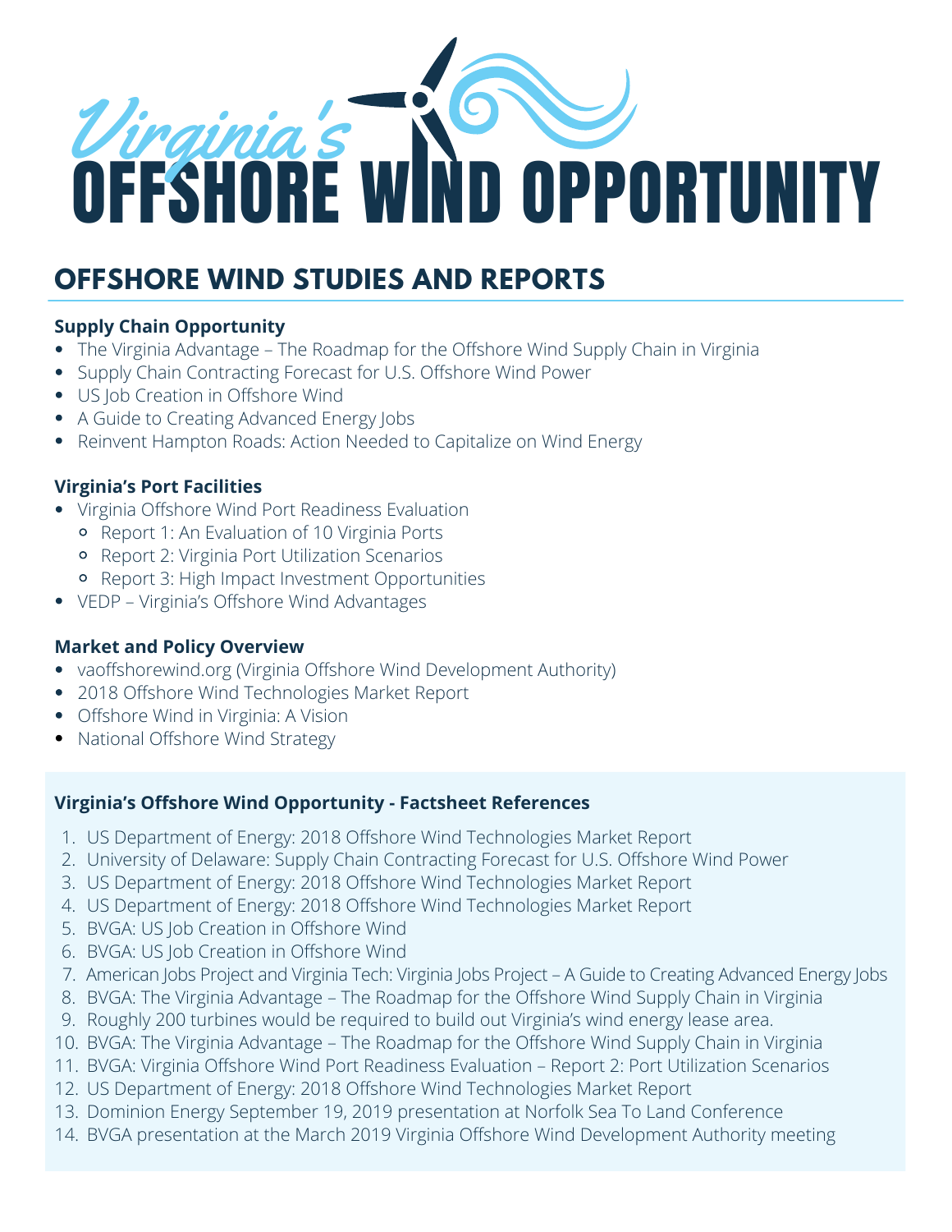# Virginia's OFFSHORE WIND OPPORTUNITY

## OFFSHORE WIND STUDIES AND REPORTS

### Supply Chain Opportunity

- The Virginia Advantage – The Roadmap for the Offshore Wind Supply Chain in Virginia
- Supply Chain Contracting Forecast for U.S. Offshore Wind Power
- US Job Creation in Offshore Wind
- A Guide to Creating Advanced Energy Jobs
- Reinvent Hampton Roads: Action Needed to Capitalize on Wind Energy

### Virginia's Port Facilities

- Virginia Offshore Wind Port Readiness Evaluation
  - Report 1: An Evaluation of 10 Virginia Ports
  - Report 2: Virginia Port Utilization Scenarios
  - Report 3: High Impact Investment Opportunities
- VEDP – Virginia's Offshore Wind Advantages

### Market and Policy Overview

- vaoffshorewind.org (Virginia Offshore Wind Development Authority)
- 2018 Offshore Wind Technologies Market Report
- Offshore Wind in Virginia: A Vision
- National Offshore Wind Strategy

### Virginia's Offshore Wind Opportunity - Factsheet References

1. US Department of Energy: 2018 Offshore Wind Technologies Market Report
2. University of Delaware: Supply Chain Contracting Forecast for U.S. Offshore Wind Power
3. US Department of Energy: 2018 Offshore Wind Technologies Market Report
4. US Department of Energy: 2018 Offshore Wind Technologies Market Report
5. BVGA: US Job Creation in Offshore Wind
6. BVGA: US Job Creation in Offshore Wind
7. American Jobs Project and Virginia Tech: Virginia Jobs Project – A Guide to Creating Advanced Energy Jobs
8. BVGA: The Virginia Advantage – The Roadmap for the Offshore Wind Supply Chain in Virginia
9. Roughly 200 turbines would be required to build out Virginia's wind energy lease area.
10. BVGA: The Virginia Advantage – The Roadmap for the Offshore Wind Supply Chain in Virginia
11. BVGA: Virginia Offshore Wind Port Readiness Evaluation – Report 2: Port Utilization Scenarios
12. US Department of Energy: 2018 Offshore Wind Technologies Market Report
13. Dominion Energy September 19, 2019 presentation at Norfolk Sea To Land Conference
14. BVGA presentation at the March 2019 Virginia Offshore Wind Development Authority meeting